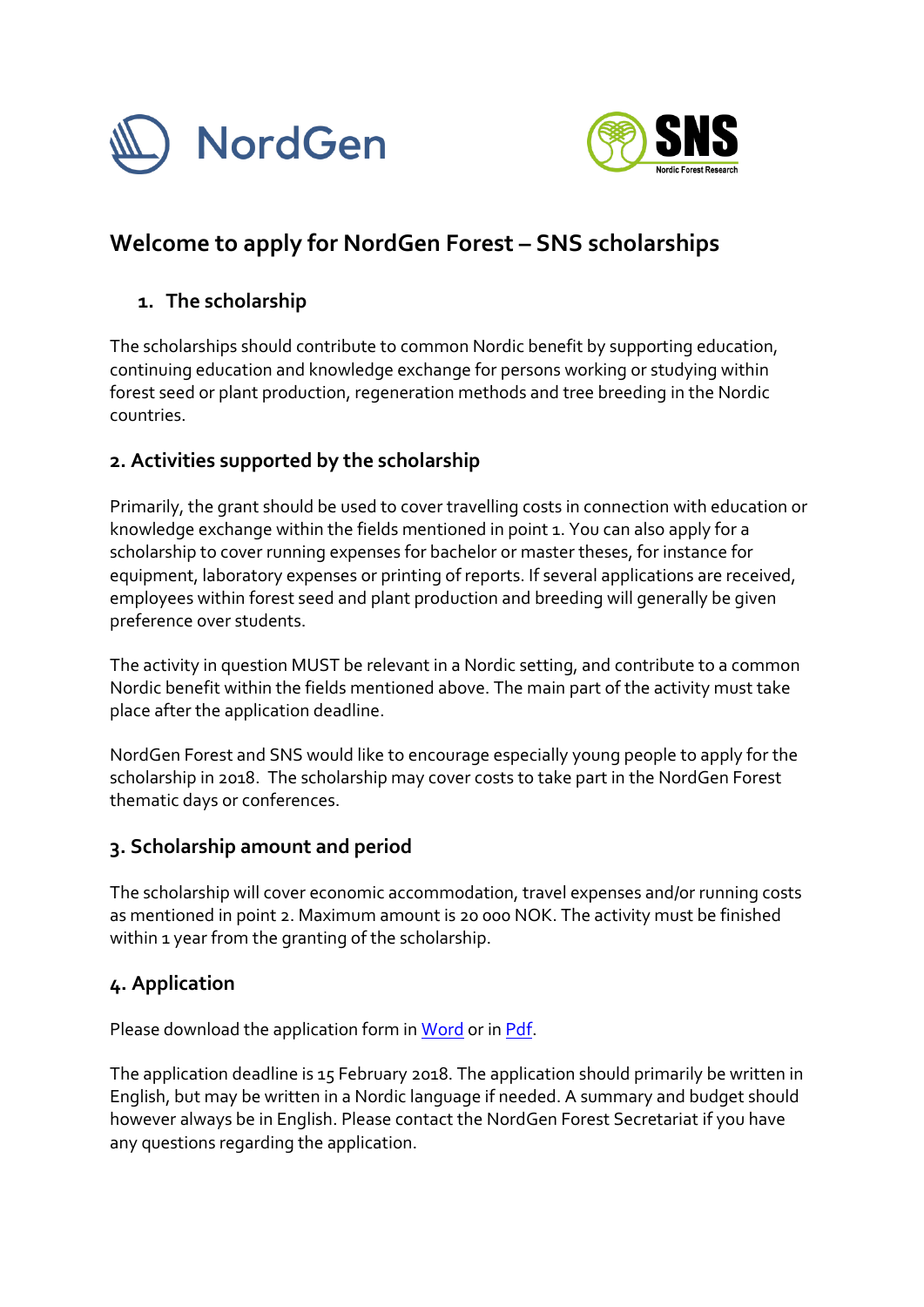# Welcome to apply for NordGen Forest – SNS scholarships

## 1. The scholarship

The scholarships should contribute to common Nordic benefit by supporting education, continuing education and knowledge exchange for persons working or studying within forest seed or plant production, regeneration methods and tree breeding in the Nordic countries.

## 2. Activities supported by the scholarship

Primarily, the grant should be used to cover travelling costs in connection with education or knowledge exchange within the fields mentioned in point 1. You can also apply for a scholarship to cover running expenses for bachelor or master theses, for instance for equipment, laboratory expenses or printing of reports. If several applications are received, employees within forest seed and plant production and breeding will generally be given preference over students.

The activity in question MUST be relevant in a Nordic setting, and contribute to a common Nordic benefit within the fields mentioned above. The main part of the activity must take place after the application deadline.

NordGen Forest and SNS would like to encourage especially young people to apply for the scholarship in 2018. The scholarship may cover costs to take part in the NordGen Forest thematic days or conferences.

## 3. Scholarship amount and period

The scholarship will cover economic accommodation, travel expenses and/or running costs as mentioned in point 2. Maximum amount is 20 000 NOK. The activity must be finished within 1 year from the granting of the scholarship.

## 4. Application

Please download the application form in Word or in Pdf.

The application deadline is 15 February 2018. The application should primarily be written in English, but may be written in a Nordic language if needed. A summary and budget should however always be in English. Please contact the NordGen Forest Secretariat if you have any questions regarding the application.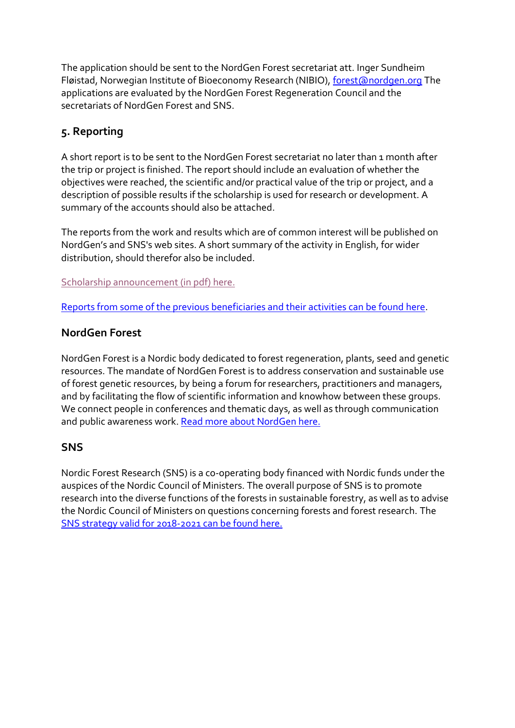The application should be sent to the NordGen Forest secretariat att. Inger Sundheim Fløistad, Norwegian Institute of Bioeconomy Research (NIBIO), forest@nordgen.org The applications are evaluated by the NordGen Forest Regeneration Council and the secretariats of NordGen Forest and SNS.

## 5. Reporting

A short report is to be sent to the NordGen Forest secretariat no later than 1 month after the trip or project is finished. The report should include an evaluation of whether the objectives were reached, the scientific and/or practical value of the trip or project, and a description of possible results if the scholarship is used for research or development. A summary of the accounts should also be attached.

The reports from the work and results which are of common interest will be published on NordGen's and SNS's web sites. A short summary of the activity in English, for wider distribution, should therefor also be included.

Scholarship announcement (in pdf) here.

Reports from some of the previous beneficiaries and their activities can be found here.

## NordGen Forest

NordGen Forest is a Nordic body dedicated to forest regeneration, plants, seed and genetic resources. The mandate of NordGen Forest is to address conservation and sustainable use of forest genetic resources, by being a forum for researchers, practitioners and managers, and by facilitating the flow of scientific information and knowhow between these groups. We connect people in conferences and thematic days, as well as through communication and public awareness work. Read more about NordGen here.

## SNS

Nordic Forest Research (SNS) is a co-operating body financed with Nordic funds under the auspices of the Nordic Council of Ministers. The overall purpose of SNS is to promote research into the diverse functions of the forests in sustainable forestry, as well as to advise the Nordic Council of Ministers on questions concerning forests and forest research. The SNS strategy valid for 2018-2021 can be found here.